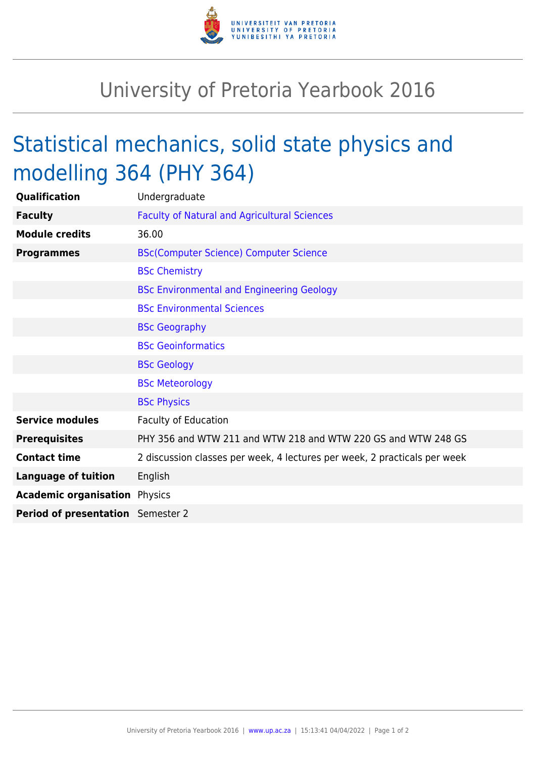# University of Pretoria Yearbook 2016

## Statistical mechanics, solid state physics and modelling 364 (PHY 364)

| | |
|---|---|
| **Qualification** | Undergraduate |
| **Faculty** | Faculty of Natural and Agricultural Sciences |
| **Module credits** | 36.00 |
| **Programmes** | BSc(Computer Science) Computer Science |
| | BSc Chemistry |
| | BSc Environmental and Engineering Geology |
| | BSc Environmental Sciences |
| | BSc Geography |
| | BSc Geoinformatics |
| | BSc Geology |
| | BSc Meteorology |
| | BSc Physics |
| **Service modules** | Faculty of Education |
| **Prerequisites** | PHY 356 and WTW 211 and WTW 218 and WTW 220 GS and WTW 248 GS |
| **Contact time** | 2 discussion classes per week, 4 lectures per week, 2 practicals per week |
| **Language of tuition** | English |
| **Academic organisation** | Physics |
| **Period of presentation** | Semester 2 |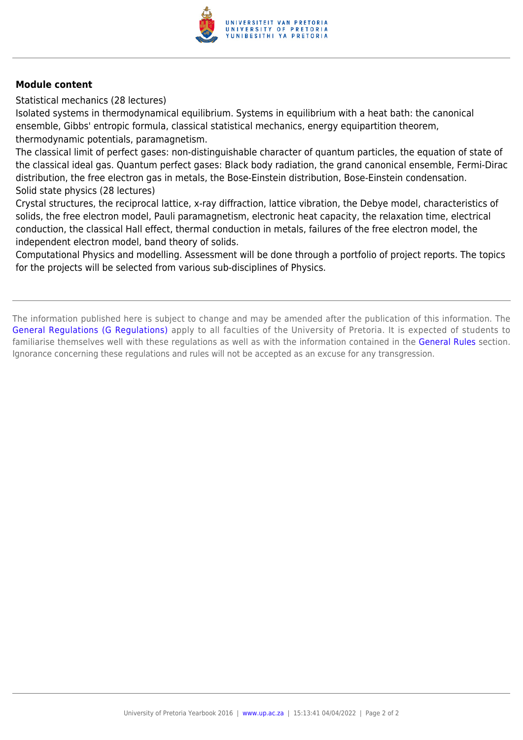**Module content**

Statistical mechanics (28 lectures)

Isolated systems in thermodynamical equilibrium. Systems in equilibrium with a heat bath: the canonical ensemble, Gibbs' entropic formula, classical statistical mechanics, energy equipartition theorem, thermodynamic potentials, paramagnetism.

The classical limit of perfect gases: non-distinguishable character of quantum particles, the equation of state of the classical ideal gas. Quantum perfect gases: Black body radiation, the grand canonical ensemble, Fermi-Dirac distribution, the free electron gas in metals, the Bose-Einstein distribution, Bose-Einstein condensation.

Solid state physics (28 lectures)

Crystal structures, the reciprocal lattice, x-ray diffraction, lattice vibration, the Debye model, characteristics of solids, the free electron model, Pauli paramagnetism, electronic heat capacity, the relaxation time, electrical conduction, the classical Hall effect, thermal conduction in metals, failures of the free electron model, the independent electron model, band theory of solids.

Computational Physics and modelling. Assessment will be done through a portfolio of project reports. The topics for the projects will be selected from various sub-disciplines of Physics.

---

The information published here is subject to change and may be amended after the publication of this information. The General Regulations (G Regulations) apply to all faculties of the University of Pretoria. It is expected of students to familiarise themselves well with these regulations as well as with the information contained in the General Rules section. Ignorance concerning these regulations and rules will not be accepted as an excuse for any transgression.